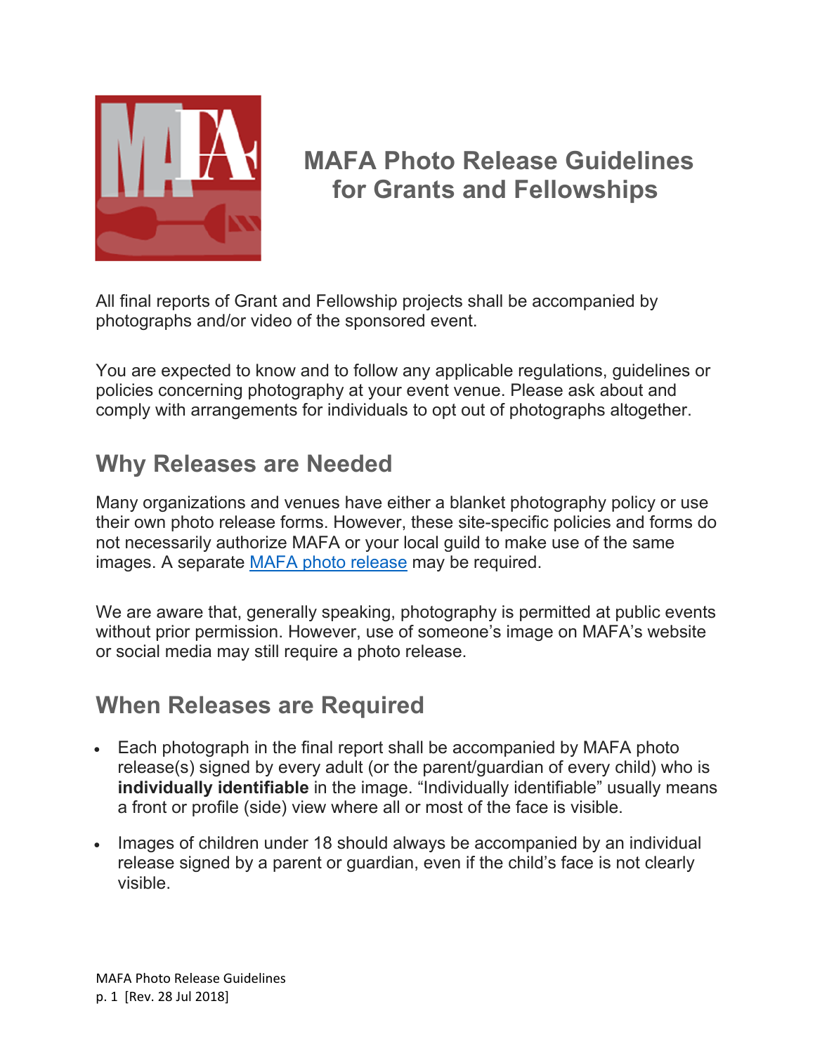# MAFA Photo Release Guidelines for Grants and Fellowships

All final reports of Grant and Fellowship projects shall be accompanied by photographs and/or video of the sponsored event.

You are expected to know and to follow any applicable regulations, guidelines or policies concerning photography at your event venue. Please ask about and comply with arrangements for individuals to opt out of photographs altogether.

## Why Releases are Needed

Many organizations and venues have either a blanket photography policy or use their own photo release forms. However, these site-specific policies and forms do not necessarily authorize MAFA or your local guild to make use of the same images. A separate MAFA photo release may be required.

We are aware that, generally speaking, photography is permitted at public events without prior permission. However, use of someone's image on MAFA's website or social media may still require a photo release.

## When Releases are Required

- Each photograph in the final report shall be accompanied by MAFA photo release(s) signed by every adult (or the parent/guardian of every child) who is **individually identifiable** in the image. "Individually identifiable" usually means a front or profile (side) view where all or most of the face is visible.
- Images of children under 18 should always be accompanied by an individual release signed by a parent or guardian, even if the child's face is not clearly visible.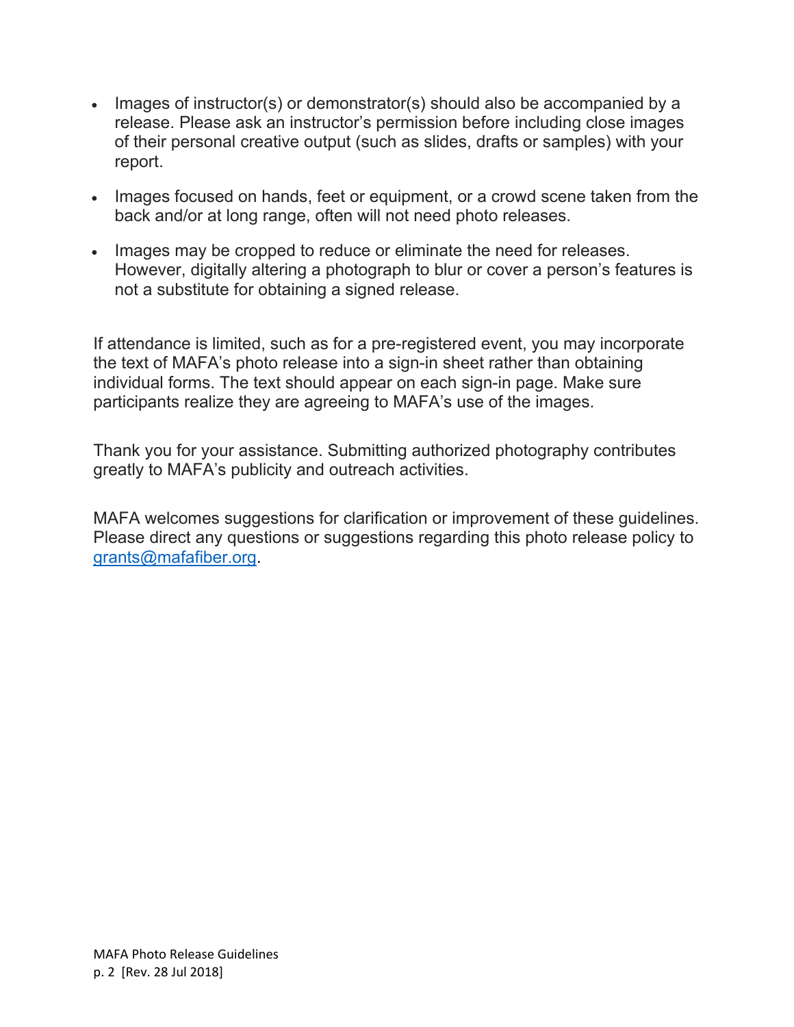- Images of instructor(s) or demonstrator(s) should also be accompanied by a release. Please ask an instructor's permission before including close images of their personal creative output (such as slides, drafts or samples) with your report.

- Images focused on hands, feet or equipment, or a crowd scene taken from the back and/or at long range, often will not need photo releases.

- Images may be cropped to reduce or eliminate the need for releases. However, digitally altering a photograph to blur or cover a person's features is not a substitute for obtaining a signed release.

If attendance is limited, such as for a pre-registered event, you may incorporate the text of MAFA's photo release into a sign-in sheet rather than obtaining individual forms. The text should appear on each sign-in page. Make sure participants realize they are agreeing to MAFA's use of the images.

Thank you for your assistance. Submitting authorized photography contributes greatly to MAFA's publicity and outreach activities.

MAFA welcomes suggestions for clarification or improvement of these guidelines. Please direct any questions or suggestions regarding this photo release policy to grants@mafafiber.org.